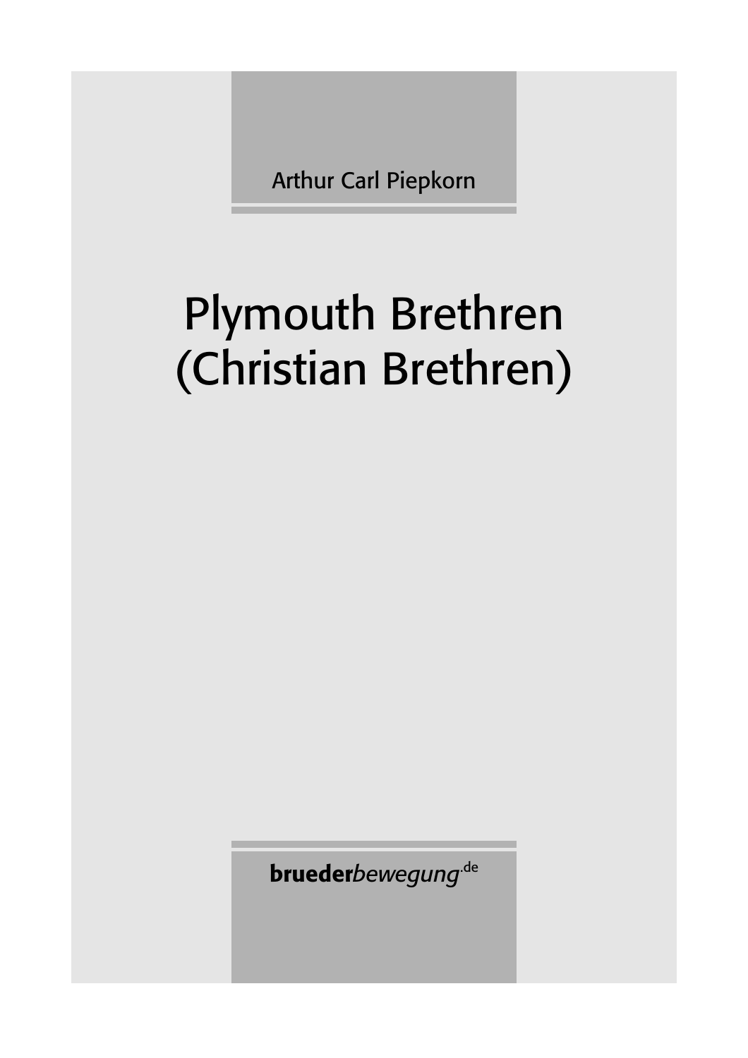Arthur Carl Piepkorn

# Plymouth Brethren (Christian Brethren)

**brueder***bewegung*.de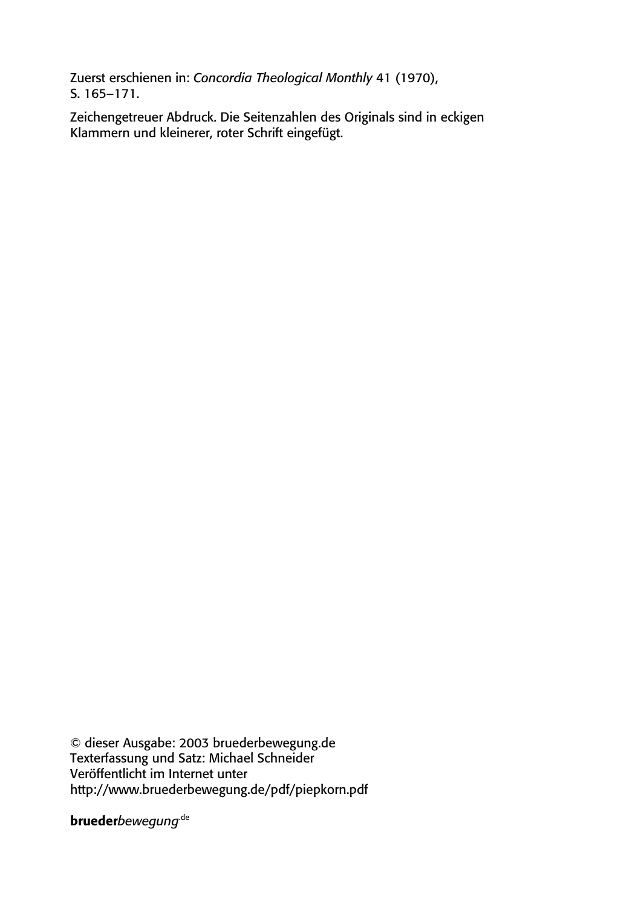Zuerst erschienen in: *Concordia Theological Monthly* 41 (1970), S. 165–171.

Zeichengetreuer Abdruck. Die Seitenzahlen des Originals sind in eckigen Klammern und kleinerer, roter Schrift eingefügt.

© dieser Ausgabe: 2003 bruederbewegung.de
Texterfassung und Satz: Michael Schneider
Veröffentlicht im Internet unter
http://www.bruederbewegung.de/pdf/piepkorn.pdf

**brueder***bewegung*.de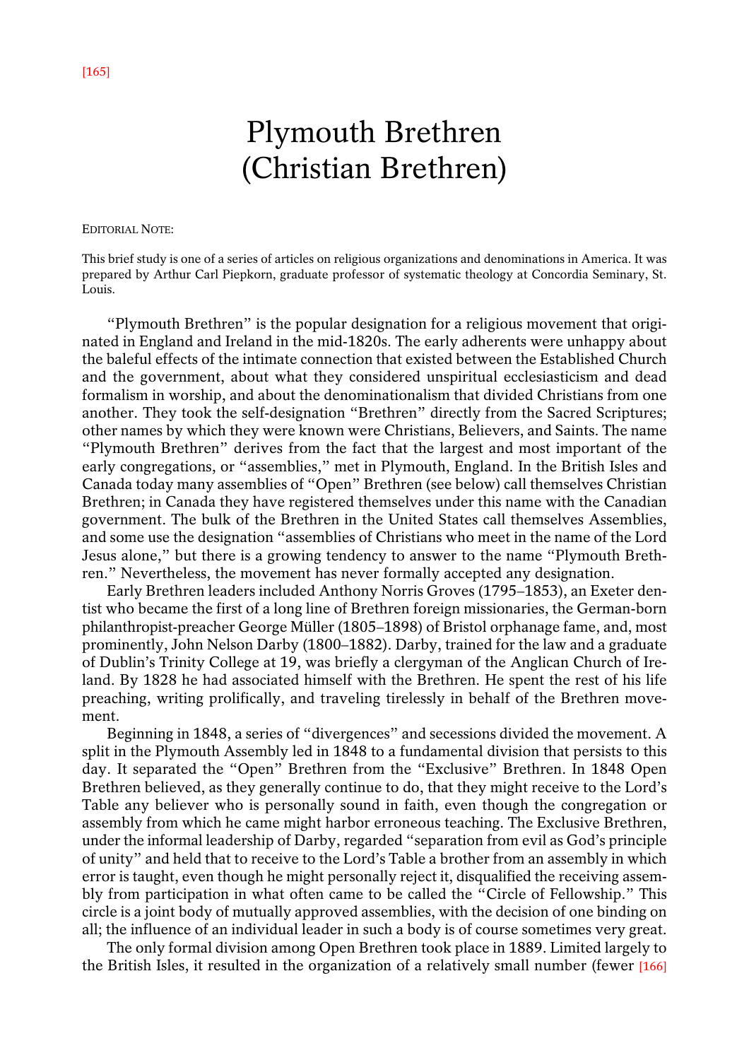[165]

# Plymouth Brethren (Christian Brethren)

EDITORIAL NOTE:

This brief study is one of a series of articles on religious organizations and denominations in America. It was prepared by Arthur Carl Piepkorn, graduate professor of systematic theology at Concordia Seminary, St. Louis.

"Plymouth Brethren" is the popular designation for a religious movement that originated in England and Ireland in the mid-1820s. The early adherents were unhappy about the baleful effects of the intimate connection that existed between the Established Church and the government, about what they considered unspiritual ecclesiasticism and dead formalism in worship, and about the denominationalism that divided Christians from one another. They took the self-designation "Brethren" directly from the Sacred Scriptures; other names by which they were known were Christians, Believers, and Saints. The name "Plymouth Brethren" derives from the fact that the largest and most important of the early congregations, or "assemblies," met in Plymouth, England. In the British Isles and Canada today many assemblies of "Open" Brethren (see below) call themselves Christian Brethren; in Canada they have registered themselves under this name with the Canadian government. The bulk of the Brethren in the United States call themselves Assemblies, and some use the designation "assemblies of Christians who meet in the name of the Lord Jesus alone," but there is a growing tendency to answer to the name "Plymouth Brethren." Nevertheless, the movement has never formally accepted any designation.

Early Brethren leaders included Anthony Norris Groves (1795–1853), an Exeter dentist who became the first of a long line of Brethren foreign missionaries, the German-born philanthropist-preacher George Müller (1805–1898) of Bristol orphanage fame, and, most prominently, John Nelson Darby (1800–1882). Darby, trained for the law and a graduate of Dublin's Trinity College at 19, was briefly a clergyman of the Anglican Church of Ireland. By 1828 he had associated himself with the Brethren. He spent the rest of his life preaching, writing prolifically, and traveling tirelessly in behalf of the Brethren movement.

Beginning in 1848, a series of "divergences" and secessions divided the movement. A split in the Plymouth Assembly led in 1848 to a fundamental division that persists to this day. It separated the "Open" Brethren from the "Exclusive" Brethren. In 1848 Open Brethren believed, as they generally continue to do, that they might receive to the Lord's Table any believer who is personally sound in faith, even though the congregation or assembly from which he came might harbor erroneous teaching. The Exclusive Brethren, under the informal leadership of Darby, regarded "separation from evil as God's principle of unity" and held that to receive to the Lord's Table a brother from an assembly in which error is taught, even though he might personally reject it, disqualified the receiving assembly from participation in what often came to be called the "Circle of Fellowship." This circle is a joint body of mutually approved assemblies, with the decision of one binding on all; the influence of an individual leader in such a body is of course sometimes very great.

The only formal division among Open Brethren took place in 1889. Limited largely to the British Isles, it resulted in the organization of a relatively small number (fewer [166]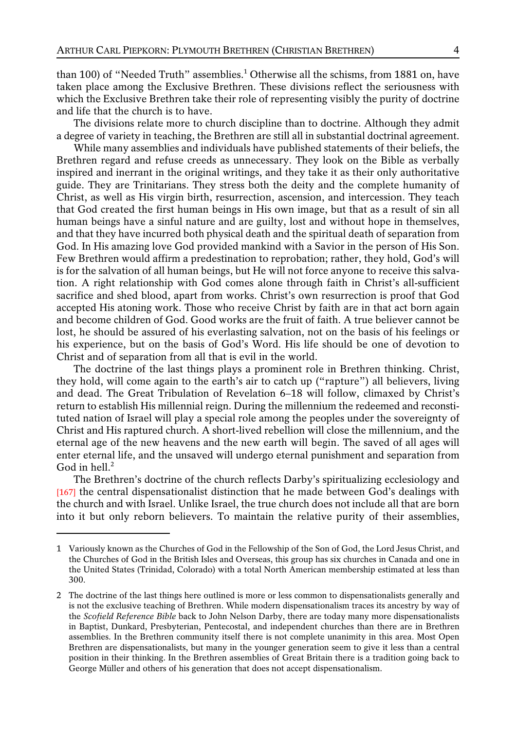than 100) of "Needed Truth" assemblies.[1] Otherwise all the schisms, from 1881 on, have taken place among the Exclusive Brethren. These divisions reflect the seriousness with which the Exclusive Brethren take their role of representing visibly the purity of doctrine and life that the church is to have.

The divisions relate more to church discipline than to doctrine. Although they admit a degree of variety in teaching, the Brethren are still all in substantial doctrinal agreement.

While many assemblies and individuals have published statements of their beliefs, the Brethren regard and refuse creeds as unnecessary. They look on the Bible as verbally inspired and inerrant in the original writings, and they take it as their only authoritative guide. They are Trinitarians. They stress both the deity and the complete humanity of Christ, as well as His virgin birth, resurrection, ascension, and intercession. They teach that God created the first human beings in His own image, but that as a result of sin all human beings have a sinful nature and are guilty, lost and without hope in themselves, and that they have incurred both physical death and the spiritual death of separation from God. In His amazing love God provided mankind with a Savior in the person of His Son. Few Brethren would affirm a predestination to reprobation; rather, they hold, God's will is for the salvation of all human beings, but He will not force anyone to receive this salvation. A right relationship with God comes alone through faith in Christ's all-sufficient sacrifice and shed blood, apart from works. Christ's own resurrection is proof that God accepted His atoning work. Those who receive Christ by faith are in that act born again and become children of God. Good works are the fruit of faith. A true believer cannot be lost, he should be assured of his everlasting salvation, not on the basis of his feelings or his experience, but on the basis of God's Word. His life should be one of devotion to Christ and of separation from all that is evil in the world.

The doctrine of the last things plays a prominent role in Brethren thinking. Christ, they hold, will come again to the earth's air to catch up ("rapture") all believers, living and dead. The Great Tribulation of Revelation 6–18 will follow, climaxed by Christ's return to establish His millennial reign. During the millennium the redeemed and reconstituted nation of Israel will play a special role among the peoples under the sovereignty of Christ and His raptured church. A short-lived rebellion will close the millennium, and the eternal age of the new heavens and the new earth will begin. The saved of all ages will enter eternal life, and the unsaved will undergo eternal punishment and separation from God in hell.[2]

The Brethren's doctrine of the church reflects Darby's spiritualizing ecclesiology and [167] the central dispensationalist distinction that he made between God's dealings with the church and with Israel. Unlike Israel, the true church does not include all that are born into it but only reborn believers. To maintain the relative purity of their assemblies,

---

1 Variously known as the Churches of God in the Fellowship of the Son of God, the Lord Jesus Christ, and the Churches of God in the British Isles and Overseas, this group has six churches in Canada and one in the United States (Trinidad, Colorado) with a total North American membership estimated at less than 300.

2 The doctrine of the last things here outlined is more or less common to dispensationalists generally and is not the exclusive teaching of Brethren. While modern dispensationalism traces its ancestry by way of the *Scofield Reference Bible* back to John Nelson Darby, there are today many more dispensationalists in Baptist, Dunkard, Presbyterian, Pentecostal, and independent churches than there are in Brethren assemblies. In the Brethren community itself there is not complete unanimity in this area. Most Open Brethren are dispensationalists, but many in the younger generation seem to give it less than a central position in their thinking. In the Brethren assemblies of Great Britain there is a tradition going back to George Müller and others of his generation that does not accept dispensationalism.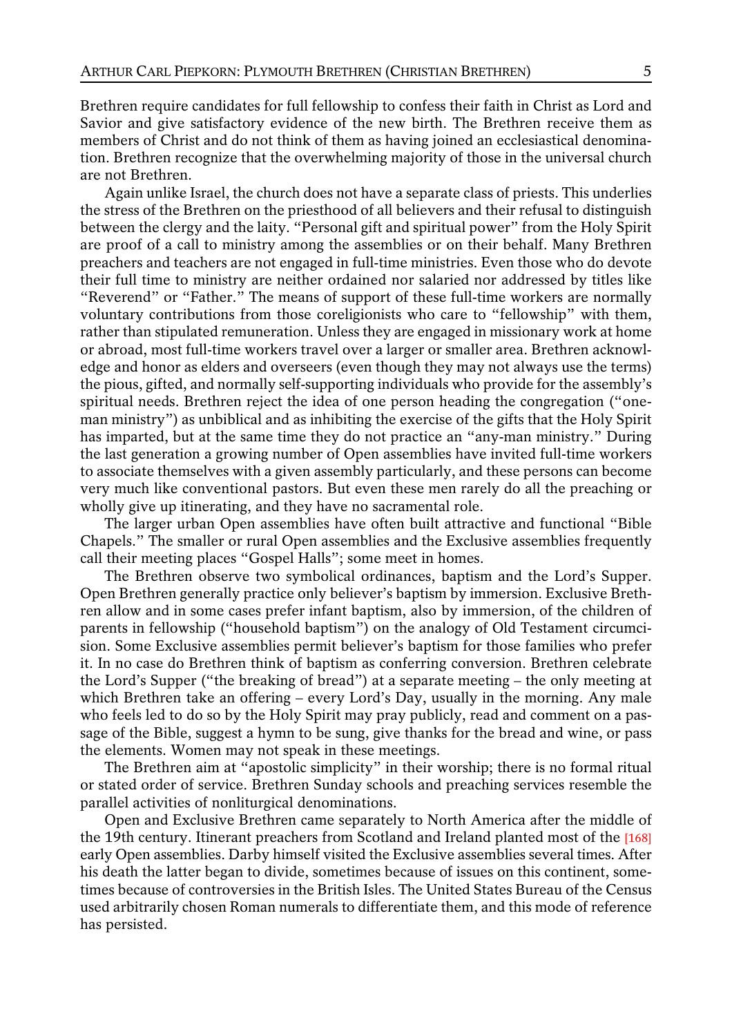Brethren require candidates for full fellowship to confess their faith in Christ as Lord and Savior and give satisfactory evidence of the new birth. The Brethren receive them as members of Christ and do not think of them as having joined an ecclesiastical denomination. Brethren recognize that the overwhelming majority of those in the universal church are not Brethren.

Again unlike Israel, the church does not have a separate class of priests. This underlies the stress of the Brethren on the priesthood of all believers and their refusal to distinguish between the clergy and the laity. "Personal gift and spiritual power" from the Holy Spirit are proof of a call to ministry among the assemblies or on their behalf. Many Brethren preachers and teachers are not engaged in full-time ministries. Even those who do devote their full time to ministry are neither ordained nor salaried nor addressed by titles like "Reverend" or "Father." The means of support of these full-time workers are normally voluntary contributions from those coreligionists who care to "fellowship" with them, rather than stipulated remuneration. Unless they are engaged in missionary work at home or abroad, most full-time workers travel over a larger or smaller area. Brethren acknowledge and honor as elders and overseers (even though they may not always use the terms) the pious, gifted, and normally self-supporting individuals who provide for the assembly's spiritual needs. Brethren reject the idea of one person heading the congregation ("one-man ministry") as unbiblical and as inhibiting the exercise of the gifts that the Holy Spirit has imparted, but at the same time they do not practice an "any-man ministry." During the last generation a growing number of Open assemblies have invited full-time workers to associate themselves with a given assembly particularly, and these persons can become very much like conventional pastors. But even these men rarely do all the preaching or wholly give up itinerating, and they have no sacramental role.

The larger urban Open assemblies have often built attractive and functional "Bible Chapels." The smaller or rural Open assemblies and the Exclusive assemblies frequently call their meeting places "Gospel Halls"; some meet in homes.

The Brethren observe two symbolical ordinances, baptism and the Lord's Supper. Open Brethren generally practice only believer's baptism by immersion. Exclusive Brethren allow and in some cases prefer infant baptism, also by immersion, of the children of parents in fellowship ("household baptism") on the analogy of Old Testament circumcision. Some Exclusive assemblies permit believer's baptism for those families who prefer it. In no case do Brethren think of baptism as conferring conversion. Brethren celebrate the Lord's Supper ("the breaking of bread") at a separate meeting – the only meeting at which Brethren take an offering – every Lord's Day, usually in the morning. Any male who feels led to do so by the Holy Spirit may pray publicly, read and comment on a passage of the Bible, suggest a hymn to be sung, give thanks for the bread and wine, or pass the elements. Women may not speak in these meetings.

The Brethren aim at "apostolic simplicity" in their worship; there is no formal ritual or stated order of service. Brethren Sunday schools and preaching services resemble the parallel activities of nonliturgical denominations.

Open and Exclusive Brethren came separately to North America after the middle of the 19th century. Itinerant preachers from Scotland and Ireland planted most of the [168] early Open assemblies. Darby himself visited the Exclusive assemblies several times. After his death the latter began to divide, sometimes because of issues on this continent, sometimes because of controversies in the British Isles. The United States Bureau of the Census used arbitrarily chosen Roman numerals to differentiate them, and this mode of reference has persisted.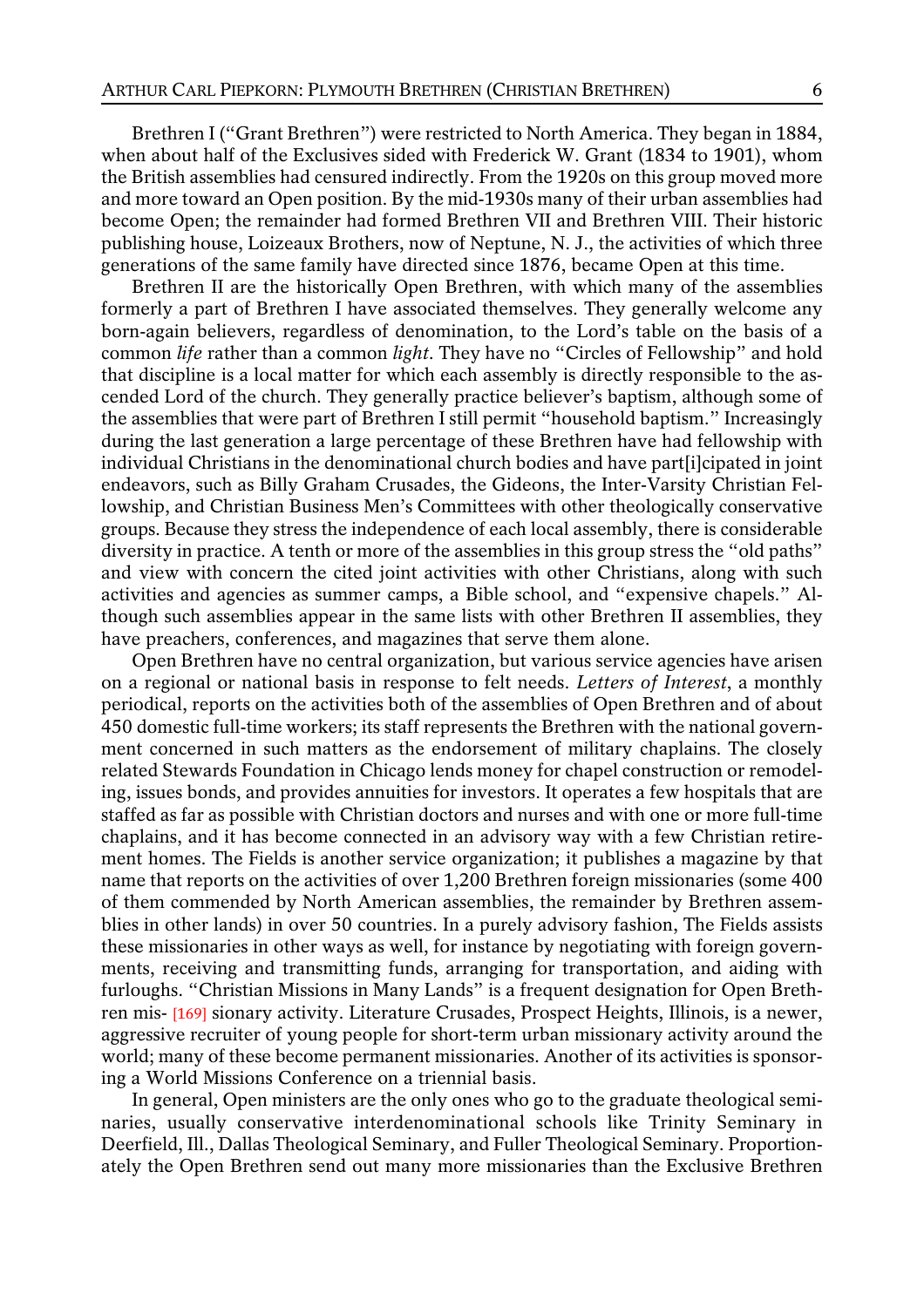Brethren I ("Grant Brethren") were restricted to North America. They began in 1884, when about half of the Exclusives sided with Frederick W. Grant (1834 to 1901), whom the British assemblies had censured indirectly. From the 1920s on this group moved more and more toward an Open position. By the mid-1930s many of their urban assemblies had become Open; the remainder had formed Brethren VII and Brethren VIII. Their historic publishing house, Loizeaux Brothers, now of Neptune, N. J., the activities of which three generations of the same family have directed since 1876, became Open at this time.

Brethren II are the historically Open Brethren, with which many of the assemblies formerly a part of Brethren I have associated themselves. They generally welcome any born-again believers, regardless of denomination, to the Lord's table on the basis of a common *life* rather than a common *light*. They have no "Circles of Fellowship" and hold that discipline is a local matter for which each assembly is directly responsible to the ascended Lord of the church. They generally practice believer's baptism, although some of the assemblies that were part of Brethren I still permit "household baptism." Increasingly during the last generation a large percentage of these Brethren have had fellowship with individual Christians in the denominational church bodies and have part[i]cipated in joint endeavors, such as Billy Graham Crusades, the Gideons, the Inter-Varsity Christian Fellowship, and Christian Business Men's Committees with other theologically conservative groups. Because they stress the independence of each local assembly, there is considerable diversity in practice. A tenth or more of the assemblies in this group stress the "old paths" and view with concern the cited joint activities with other Christians, along with such activities and agencies as summer camps, a Bible school, and "expensive chapels." Although such assemblies appear in the same lists with other Brethren II assemblies, they have preachers, conferences, and magazines that serve them alone.

Open Brethren have no central organization, but various service agencies have arisen on a regional or national basis in response to felt needs. *Letters of Interest*, a monthly periodical, reports on the activities both of the assemblies of Open Brethren and of about 450 domestic full-time workers; its staff represents the Brethren with the national government concerned in such matters as the endorsement of military chaplains. The closely related Stewards Foundation in Chicago lends money for chapel construction or remodeling, issues bonds, and provides annuities for investors. It operates a few hospitals that are staffed as far as possible with Christian doctors and nurses and with one or more full-time chaplains, and it has become connected in an advisory way with a few Christian retirement homes. The Fields is another service organization; it publishes a magazine by that name that reports on the activities of over 1,200 Brethren foreign missionaries (some 400 of them commended by North American assemblies, the remainder by Brethren assemblies in other lands) in over 50 countries. In a purely advisory fashion, The Fields assists these missionaries in other ways as well, for instance by negotiating with foreign governments, receiving and transmitting funds, arranging for transportation, and aiding with furloughs. "Christian Missions in Many Lands" is a frequent designation for Open Brethren mis- [169] sionary activity. Literature Crusades, Prospect Heights, Illinois, is a newer, aggressive recruiter of young people for short-term urban missionary activity around the world; many of these become permanent missionaries. Another of its activities is sponsoring a World Missions Conference on a triennial basis.

In general, Open ministers are the only ones who go to the graduate theological seminaries, usually conservative interdenominational schools like Trinity Seminary in Deerfield, Ill., Dallas Theological Seminary, and Fuller Theological Seminary. Proportionately the Open Brethren send out many more missionaries than the Exclusive Brethren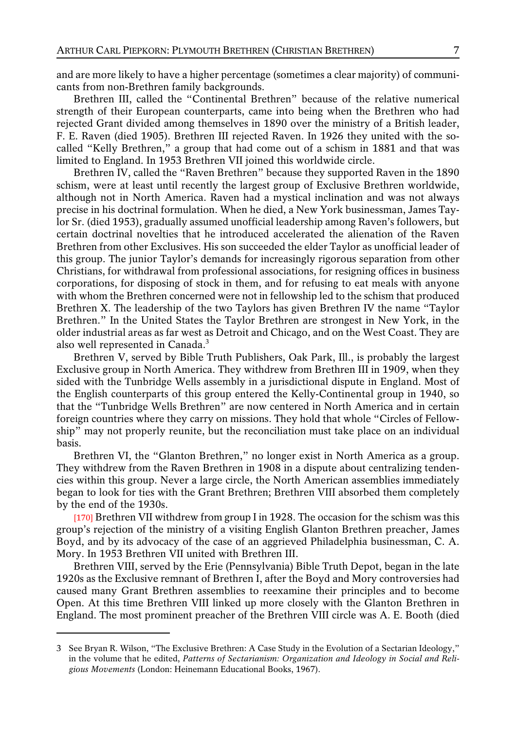and are more likely to have a higher percentage (sometimes a clear majority) of communicants from non-Brethren family backgrounds.

Brethren III, called the "Continental Brethren" because of the relative numerical strength of their European counterparts, came into being when the Brethren who had rejected Grant divided among themselves in 1890 over the ministry of a British leader, F. E. Raven (died 1905). Brethren III rejected Raven. In 1926 they united with the so-called "Kelly Brethren," a group that had come out of a schism in 1881 and that was limited to England. In 1953 Brethren VII joined this worldwide circle.

Brethren IV, called the "Raven Brethren" because they supported Raven in the 1890 schism, were at least until recently the largest group of Exclusive Brethren worldwide, although not in North America. Raven had a mystical inclination and was not always precise in his doctrinal formulation. When he died, a New York businessman, James Taylor Sr. (died 1953), gradually assumed unofficial leadership among Raven's followers, but certain doctrinal novelties that he introduced accelerated the alienation of the Raven Brethren from other Exclusives. His son succeeded the elder Taylor as unofficial leader of this group. The junior Taylor's demands for increasingly rigorous separation from other Christians, for withdrawal from professional associations, for resigning offices in business corporations, for disposing of stock in them, and for refusing to eat meals with anyone with whom the Brethren concerned were not in fellowship led to the schism that produced Brethren X. The leadership of the two Taylors has given Brethren IV the name "Taylor Brethren." In the United States the Taylor Brethren are strongest in New York, in the older industrial areas as far west as Detroit and Chicago, and on the West Coast. They are also well represented in Canada.[3]

Brethren V, served by Bible Truth Publishers, Oak Park, Ill., is probably the largest Exclusive group in North America. They withdrew from Brethren III in 1909, when they sided with the Tunbridge Wells assembly in a jurisdictional dispute in England. Most of the English counterparts of this group entered the Kelly-Continental group in 1940, so that the "Tunbridge Wells Brethren" are now centered in North America and in certain foreign countries where they carry on missions. They hold that whole "Circles of Fellowship" may not properly reunite, but the reconciliation must take place on an individual basis.

Brethren VI, the "Glanton Brethren," no longer exist in North America as a group. They withdrew from the Raven Brethren in 1908 in a dispute about centralizing tendencies within this group. Never a large circle, the North American assemblies immediately began to look for ties with the Grant Brethren; Brethren VIII absorbed them completely by the end of the 1930s.

[170] Brethren VII withdrew from group I in 1928. The occasion for the schism was this group's rejection of the ministry of a visiting English Glanton Brethren preacher, James Boyd, and by its advocacy of the case of an aggrieved Philadelphia businessman, C. A. Mory. In 1953 Brethren VII united with Brethren III.

Brethren VIII, served by the Erie (Pennsylvania) Bible Truth Depot, began in the late 1920s as the Exclusive remnant of Brethren I, after the Boyd and Mory controversies had caused many Grant Brethren assemblies to reexamine their principles and to become Open. At this time Brethren VIII linked up more closely with the Glanton Brethren in England. The most prominent preacher of the Brethren VIII circle was A. E. Booth (died

---

3 See Bryan R. Wilson, "The Exclusive Brethren: A Case Study in the Evolution of a Sectarian Ideology," in the volume that he edited, *Patterns of Sectarianism: Organization and Ideology in Social and Religious Movements* (London: Heinemann Educational Books, 1967).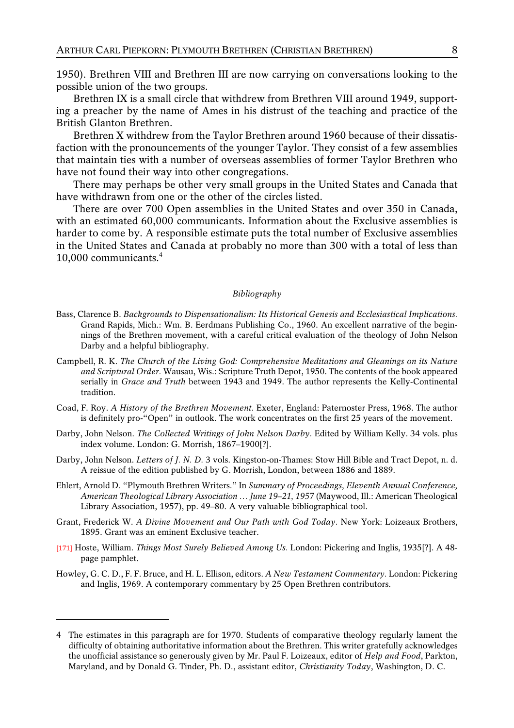1950). Brethren VIII and Brethren III are now carrying on conversations looking to the possible union of the two groups.

Brethren IX is a small circle that withdrew from Brethren VIII around 1949, supporting a preacher by the name of Ames in his distrust of the teaching and practice of the British Glanton Brethren.

Brethren X withdrew from the Taylor Brethren around 1960 because of their dissatisfaction with the pronouncements of the younger Taylor. They consist of a few assemblies that maintain ties with a number of overseas assemblies of former Taylor Brethren who have not found their way into other congregations.

There may perhaps be other very small groups in the United States and Canada that have withdrawn from one or the other of the circles listed.

There are over 700 Open assemblies in the United States and over 350 in Canada, with an estimated 60,000 communicants. Information about the Exclusive assemblies is harder to come by. A responsible estimate puts the total number of Exclusive assemblies in the United States and Canada at probably no more than 300 with a total of less than 10,000 communicants.[4]

*Bibliography*

Bass, Clarence B. *Backgrounds to Dispensationalism: Its Historical Genesis and Ecclesiastical Implications.* Grand Rapids, Mich.: Wm. B. Eerdmans Publishing Co., 1960. An excellent narrative of the beginnings of the Brethren movement, with a careful critical evaluation of the theology of John Nelson Darby and a helpful bibliography.

Campbell, R. K. *The Church of the Living God: Comprehensive Meditations and Gleanings on its Nature and Scriptural Order.* Wausau, Wis.: Scripture Truth Depot, 1950. The contents of the book appeared serially in *Grace and Truth* between 1943 and 1949. The author represents the Kelly-Continental tradition.

Coad, F. Roy. *A History of the Brethren Movement.* Exeter, England: Paternoster Press, 1968. The author is definitely pro-"Open" in outlook. The work concentrates on the first 25 years of the movement.

Darby, John Nelson. *The Collected Writings of John Nelson Darby.* Edited by William Kelly. 34 vols. plus index volume. London: G. Morrish, 1867–1900[?].

Darby, John Nelson. *Letters of J. N. D.* 3 vols. Kingston-on-Thames: Stow Hill Bible and Tract Depot, n. d. A reissue of the edition published by G. Morrish, London, between 1886 and 1889.

Ehlert, Arnold D. "Plymouth Brethren Writers." In *Summary of Proceedings, Eleventh Annual Conference, American Theological Library Association … June 19–21, 1957* (Maywood, Ill.: American Theological Library Association, 1957), pp. 49–80. A very valuable bibliographical tool.

Grant, Frederick W. *A Divine Movement and Our Path with God Today.* New York: Loizeaux Brothers, 1895. Grant was an eminent Exclusive teacher.

[171] Hoste, William. *Things Most Surely Believed Among Us.* London: Pickering and Inglis, 1935[?]. A 48-page pamphlet.

Howley, G. C. D., F. F. Bruce, and H. L. Ellison, editors. *A New Testament Commentary.* London: Pickering and Inglis, 1969. A contemporary commentary by 25 Open Brethren contributors.

---

4 The estimates in this paragraph are for 1970. Students of comparative theology regularly lament the difficulty of obtaining authoritative information about the Brethren. This writer gratefully acknowledges the unofficial assistance so generously given by Mr. Paul F. Loizeaux, editor of *Help and Food*, Parkton, Maryland, and by Donald G. Tinder, Ph. D., assistant editor, *Christianity Today*, Washington, D. C.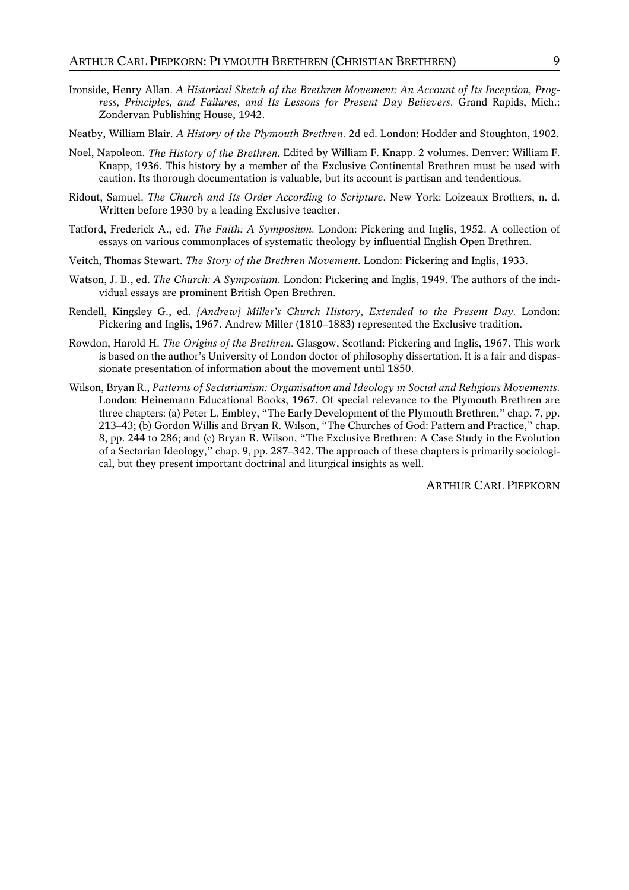Ironside, Henry Allan. *A Historical Sketch of the Brethren Movement: An Account of Its Inception, Progress, Principles, and Failures, and Its Lessons for Present Day Believers.* Grand Rapids, Mich.: Zondervan Publishing House, 1942.

Neatby, William Blair. *A History of the Plymouth Brethren.* 2d ed. London: Hodder and Stoughton, 1902.

Noel, Napoleon. *The History of the Brethren.* Edited by William F. Knapp. 2 volumes. Denver: William F. Knapp, 1936. This history by a member of the Exclusive Continental Brethren must be used with caution. Its thorough documentation is valuable, but its account is partisan and tendentious.

Ridout, Samuel. *The Church and Its Order According to Scripture.* New York: Loizeaux Brothers, n. d. Written before 1930 by a leading Exclusive teacher.

Tatford, Frederick A., ed. *The Faith: A Symposium.* London: Pickering and Inglis, 1952. A collection of essays on various commonplaces of systematic theology by influential English Open Brethren.

Veitch, Thomas Stewart. *The Story of the Brethren Movement.* London: Pickering and Inglis, 1933.

Watson, J. B., ed. *The Church: A Symposium.* London: Pickering and Inglis, 1949. The authors of the individual essays are prominent British Open Brethren.

Rendell, Kingsley G., ed. *{Andrew} Miller's Church History, Extended to the Present Day.* London: Pickering and Inglis, 1967. Andrew Miller (1810–1883) represented the Exclusive tradition.

Rowdon, Harold H. *The Origins of the Brethren.* Glasgow, Scotland: Pickering and Inglis, 1967. This work is based on the author's University of London doctor of philosophy dissertation. It is a fair and dispassionate presentation of information about the movement until 1850.

Wilson, Bryan R., *Patterns of Sectarianism: Organisation and Ideology in Social and Religious Movements.* London: Heinemann Educational Books, 1967. Of special relevance to the Plymouth Brethren are three chapters: (a) Peter L. Embley, "The Early Development of the Plymouth Brethren," chap. 7, pp. 213–43; (b) Gordon Willis and Bryan R. Wilson, "The Churches of God: Pattern and Practice," chap. 8, pp. 244 to 286; and (c) Bryan R. Wilson, "The Exclusive Brethren: A Case Study in the Evolution of a Sectarian Ideology," chap. 9, pp. 287–342. The approach of these chapters is primarily sociological, but they present important doctrinal and liturgical insights as well.

ARTHUR CARL PIEPKORN